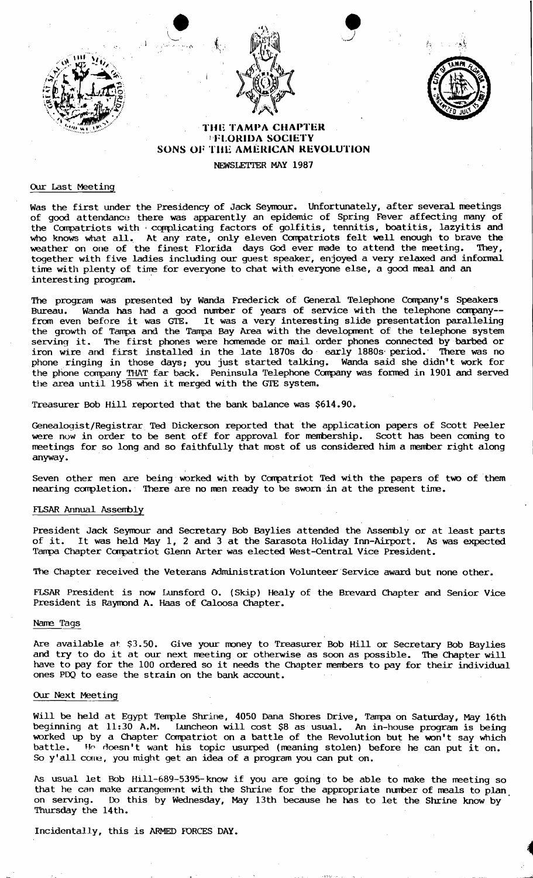# THE TAMPA CHAPTER
## FLORIDA SOCIETY
## SONS OF THE AMERICAN REVOLUTION

NEWSLETTER MAY 1987

### Our Last Meeting

Was the first under the Presidency of Jack Seymour. Unfortunately, after several meetings of good attendance there was apparently an epidemic of Spring Fever affecting many of the Compatriots with complicating factors of golfitis, tennitis, boatitis, lazyitis and who knows what all. At any rate, only eleven Compatriots felt well enough to brave the weather on one of the finest Florida days God ever made to attend the meeting. They, together with five ladies including our guest speaker, enjoyed a very relaxed and informal time with plenty of time for everyone to chat with everyone else, a good meal and an interesting program.

The program was presented by Wanda Frederick of General Telephone Company's Speakers Bureau. Wanda has had a good number of years of service with the telephone company--from even before it was GTE. It was a very interesting slide presentation paralleling the growth of Tampa and the Tampa Bay Area with the development of the telephone system serving it. The first phones were homemade or mail order phones connected by barbed or iron wire and first installed in the late 1870s do early 1880s period. There was no phone ringing in those days; you just started talking. Wanda said she didn't work for the phone company THAT far back. Peninsula Telephone Company was formed in 1901 and served the area until 1958 when it merged with the GTE system.

Treasurer Bob Hill reported that the bank balance was $614.90.

Genealogist/Registrar Ted Dickerson reported that the application papers of Scott Peeler were now in order to be sent off for approval for membership. Scott has been coming to meetings for so long and so faithfully that most of us considered him a member right along anyway.

Seven other men are being worked with by Compatriot Ted with the papers of two of them nearing completion. There are no men ready to be sworn in at the present time.

### FLSAR Annual Assembly

President Jack Seymour and Secretary Bob Baylies attended the Assembly or at least parts of it. It was held May 1, 2 and 3 at the Sarasota Holiday Inn-Airport. As was expected Tampa Chapter Compatriot Glenn Arter was elected West-Central Vice President.

The Chapter received the Veterans Administration Volunteer Service award but none other.

FLSAR President is now Lunsford O. (Skip) Healy of the Brevard Chapter and Senior Vice President is Raymond A. Haas of Caloosa Chapter.

### Name Tags

Are available at $3.50. Give your money to Treasurer Bob Hill or Secretary Bob Baylies and try to do it at our next meeting or otherwise as soon as possible. The Chapter will have to pay for the 100 ordered so it needs the Chapter members to pay for their individual ones PDQ to ease the strain on the bank account.

### Our Next Meeting

Will be held at Egypt Temple Shrine, 4050 Dana Shores Drive, Tampa on Saturday, May 16th beginning at 11:30 A.M. Luncheon will cost $8 as usual. An in-house program is being worked up by a Chapter Compatriot on a battle of the Revolution but he won't say which battle. He doesn't want his topic usurped (meaning stolen) before he can put it on. So y'all come, you might get an idea of a program you can put on.

As usual let Bob Hill-689-5395-know if you are going to be able to make the meeting so that he can make arrangement with the Shrine for the appropriate number of meals to plan on serving. Do this by Wednesday, May 13th because he has to let the Shrine know by Thursday the 14th.

Incidentally, this is ARMED FORCES DAY.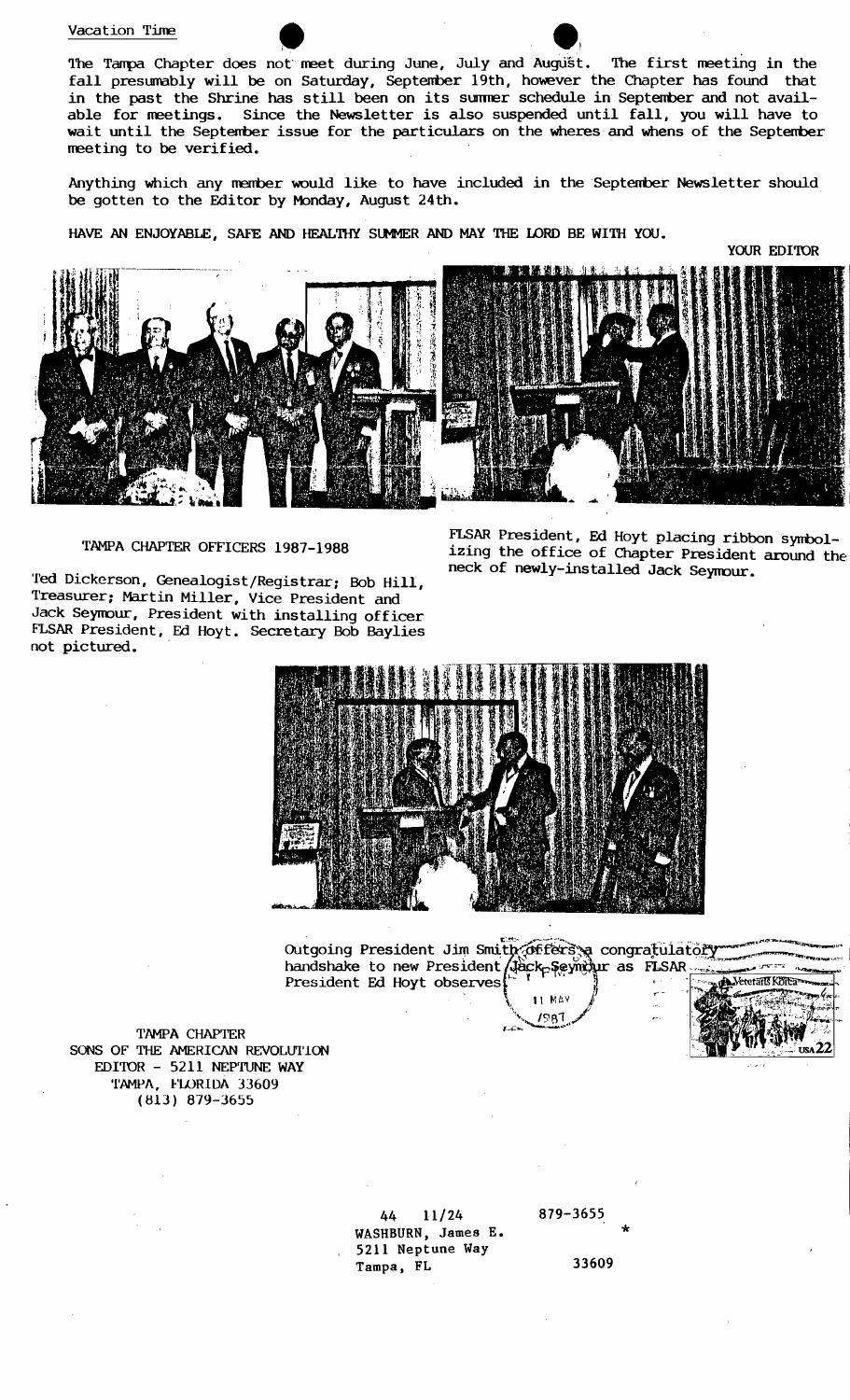## Vacation Time

The Tampa Chapter does not meet during June, July and August. The first meeting in the fall presumably will be on Saturday, September 19th, however the Chapter has found that in the past the Shrine has still been on its summer schedule in September and not available for meetings. Since the Newsletter is also suspended until fall, you will have to wait until the September issue for the particulars on the wheres and whens of the September meeting to be verified.

Anything which any member would like to have included in the September Newsletter should be gotten to the Editor by Monday, August 24th.

HAVE AN ENJOYABLE, SAFE AND HEALTHY SUMMER AND MAY THE LORD BE WITH YOU.

YOUR EDITOR

TAMPA CHAPTER OFFICERS 1987-1988

Ted Dickerson, Genealogist/Registrar; Bob Hill, Treasurer; Martin Miller, Vice President and Jack Seymour, President with installing officer FLSAR President, Ed Hoyt. Secretary Bob Baylies not pictured.

FLSAR President, Ed Hoyt placing ribbon symbolizing the office of Chapter President around the neck of newly-installed Jack Seymour.

Outgoing President Jim Smith offers a congratulatory handshake to new President Jack Seymour as FLSAR President Ed Hoyt observes.

TAMPA CHAPTER
SONS OF THE AMERICAN REVOLUTION
EDITOR - 5211 NEPTUNE WAY
TAMPA, FLORIDA 33609
(813) 879-3655

11 MAY 1987

44 11/24 879-3655 *
WASHBURN, James E.
5211 Neptune Way
Tampa, FL 33609